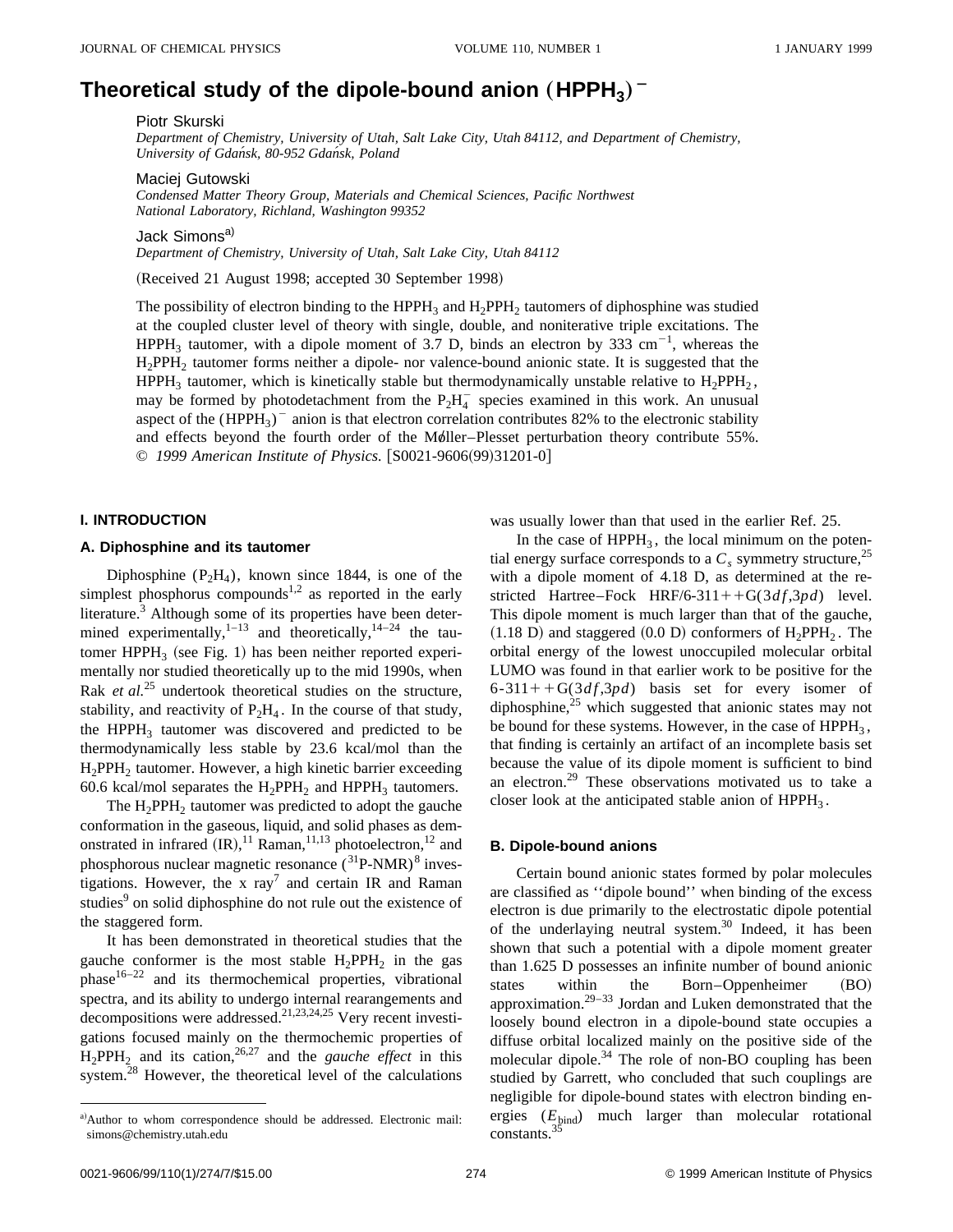# Theoretical study of the dipole-bound anion $(HPPH_3)^-$

Piotr Skurski

*Department of Chemistry, University of Utah, Salt Lake City, Utah 84112, and Department of Chemistry, University of Gdańsk, 80-952 Gdańsk, Poland*

Maciej Gutowski

*Condensed Matter Theory Group, Materials and Chemical Sciences, Pacific Northwest National Laboratory, Richland, Washington 99352*

Jack Simons[a]

*Department of Chemistry, University of Utah, Salt Lake City, Utah 84112*

(Received 21 August 1998; accepted 30 September 1998)

The possibility of electron binding to the $HPPH_3$ and $H_2PPH_2$ tautomers of diphosphine was studied at the coupled cluster level of theory with single, double, and noniterative triple excitations. The $HPPH_3$ tautomer, with a dipole moment of 3.7 D, binds an electron by 333 $cm^{-1}$, whereas the $H_2PPH_2$ tautomer forms neither a dipole- nor valence-bound anionic state. It is suggested that the $HPPH_3$ tautomer, which is kinetically stable but thermodynamically unstable relative to $H_2PPH_2$, may be formed by photodetachment from the $P_2H_4^-$ species examined in this work. An unusual aspect of the $(HPPH_3)^-$ anion is that electron correlation contributes 82% to the electronic stability and effects beyond the fourth order of the Møller–Plesset perturbation theory contribute 55%. © *1999 American Institute of Physics.* [S0021-9606(99)31201-0]

## I. INTRODUCTION

### A. Diphosphine and its tautomer

Diphosphine ($P_2H_4$), known since 1844, is one of the simplest phosphorus compounds[1,2] as reported in the early literature.[3] Although some of its properties have been determined experimentally,[1–13] and theoretically,[14–24] the tautomer $HPPH_3$ (see Fig. 1) has been neither reported experimentally nor studied theoretically up to the mid 1990s, when Rak *et al.*[25] undertook theoretical studies on the structure, stability, and reactivity of $P_2H_4$. In the course of that study, the $HPPH_3$ tautomer was discovered and predicted to be thermodynamically less stable by 23.6 kcal/mol than the $H_2PPH_2$ tautomer. However, a high kinetic barrier exceeding 60.6 kcal/mol separates the $H_2PPH_2$ and $HPPH_3$ tautomers.

The $H_2PPH_2$ tautomer was predicted to adopt the gauche conformation in the gaseous, liquid, and solid phases as demonstrated in infrared (IR),[11] Raman,[11,13] photoelectron,[12] and phosphorous nuclear magnetic resonance ($^{31}$P-NMR)[8] investigations. However, the x ray[7] and certain IR and Raman studies[9] on solid diphosphine do not rule out the existence of the staggered form.

It has been demonstrated in theoretical studies that the gauche conformer is the most stable $H_2PPH_2$ in the gas phase[16–22] and its thermochemical properties, vibrational spectra, and its ability to undergo internal rearrangements and decompositions were addressed.[21,23,24,25] Very recent investigations focused mainly on the thermochemic properties of $H_2PPH_2$ and its cation,[26,27] and the *gauche effect* in this system.[28] However, the theoretical level of the calculations was usually lower than that used in the earlier Ref. 25.

In the case of $HPPH_3$, the local minimum on the potential energy surface corresponds to a $C_s$ symmetry structure,[25] with a dipole moment of 4.18 D, as determined at the restricted Hartree–Fock HRF/6-311++G($3df$,$3pd$) level. This dipole moment is much larger than that of the gauche, (1.18 D) and staggered (0.0 D) conformers of $H_2PPH_2$. The orbital energy of the lowest unoccupiled molecular orbital LUMO was found in that earlier work to be positive for the 6-311++G($3df$,$3pd$) basis set for every isomer of diphosphine,[25] which suggested that anionic states may not be bound for these systems. However, in the case of $HPPH_3$, that finding is certainly an artifact of an incomplete basis set because the value of its dipole moment is sufficient to bind an electron.[29] These observations motivated us to take a closer look at the anticipated stable anion of $HPPH_3$.

### B. Dipole-bound anions

Certain bound anionic states formed by polar molecules are classified as "dipole bound" when binding of the excess electron is due primarily to the electrostatic dipole potential of the underlaying neutral system.[30] Indeed, it has been shown that such a potential with a dipole moment greater than 1.625 D possesses an infinite number of bound anionic states within the Born–Oppenheimer (BO) approximation.[29–33] Jordan and Luken demonstrated that the loosely bound electron in a dipole-bound state occupies a diffuse orbital localized mainly on the positive side of the molecular dipole.[34] The role of non-BO coupling has been studied by Garrett, who concluded that such couplings are negligible for dipole-bound states with electron binding energies ($E_{\rm bind}$) much larger than molecular rotational constants.[35]

---

[a] Author to whom correspondence should be addressed. Electronic mail: simons@chemistry.utah.edu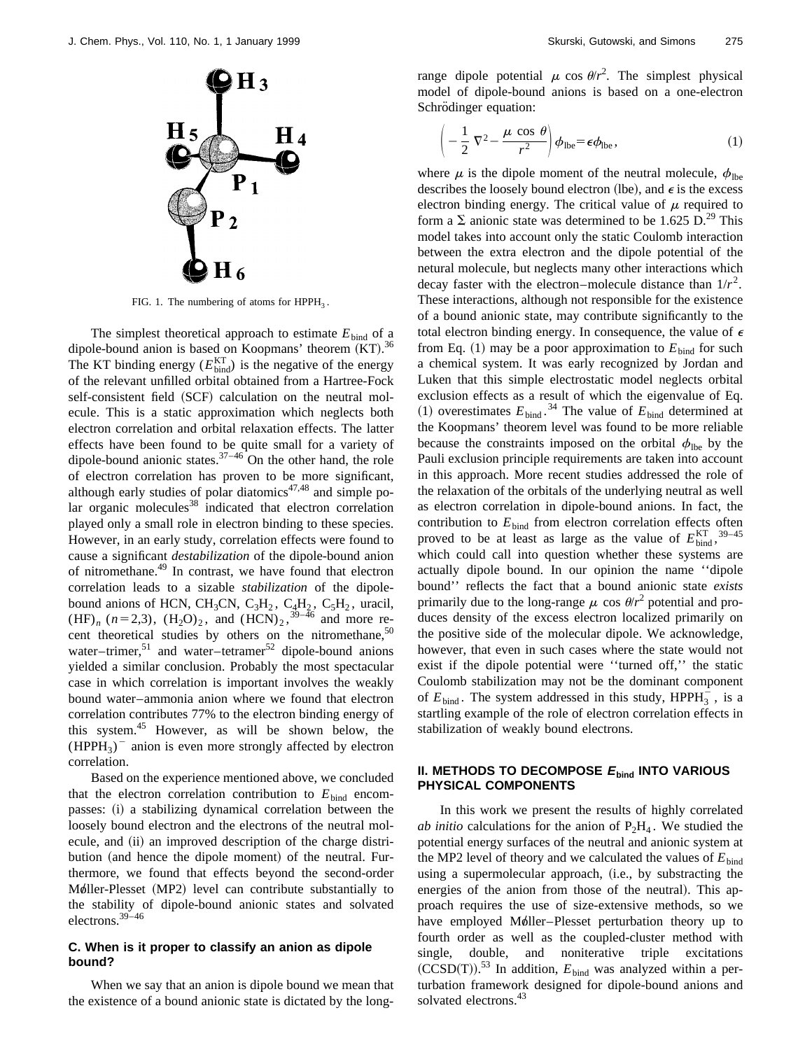FIG. 1. The numbering of atoms for $HPPH_3$.

The simplest theoretical approach to estimate $E_{bind}$ of a dipole-bound anion is based on Koopmans' theorem (KT).[36] The KT binding energy ($E_{bind}^{KT}$) is the negative of the energy of the relevant unfilled orbital obtained from a Hartree-Fock self-consistent field (SCF) calculation on the neutral molecule. This is a static approximation which neglects both electron correlation and orbital relaxation effects. The latter effects have been found to be quite small for a variety of dipole-bound anionic states.[37–46] On the other hand, the role of electron correlation has proven to be more significant, although early studies of polar diatomics[47,48] and simple polar organic molecules[38] indicated that electron correlation played only a small role in electron binding to these species. However, in an early study, correlation effects were found to cause a significant *destabilization* of the dipole-bound anion of nitromethane.[49] In contrast, we have found that electron correlation leads to a sizable *stabilization* of the dipole-bound anions of HCN, $CH_3CN$, $C_3H_2$, $C_4H_2$, $C_5H_2$, uracil, $(HF)_n$ ($n$=2,3), $(H_2O)_2$, and $(HCN)_2$,[39–46] and more recent theoretical studies by others on the nitromethane,[50] water–trimer,[51] and water–tetramer[52] dipole-bound anions yielded a similar conclusion. Probably the most spectacular case in which correlation is important involves the weakly bound water–ammonia anion where we found that electron correlation contributes 77% to the electron binding energy of this system.[45] However, as will be shown below, the $(HPPH_3)^-$ anion is even more strongly affected by electron correlation.

Based on the experience mentioned above, we concluded that the electron correlation contribution to $E_{bind}$ encompasses: (i) a stabilizing dynamical correlation between the loosely bound electron and the electrons of the neutral molecule, and (ii) an improved description of the charge distribution (and hence the dipole moment) of the neutral. Furthermore, we found that effects beyond the second-order Møller-Plesset (MP2) level can contribute substantially to the stability of dipole-bound anionic states and solvated electrons.[39–46]

### C. When is it proper to classify an anion as dipole bound?

When we say that an anion is dipole bound we mean that the existence of a bound anionic state is dictated by the long-range dipole potential $\mu \cos\theta/r^2$. The simplest physical model of dipole-bound anions is based on a one-electron Schrödinger equation:

$$\left(-\frac{1}{2}\nabla^2 - \frac{\mu \cos\theta}{r^2}\right)\phi_{lbe} = \epsilon \phi_{lbe}, \tag{1}$$

where $\mu$ is the dipole moment of the neutral molecule, $\phi_{lbe}$ describes the loosely bound electron (lbe), and $\epsilon$ is the excess electron binding energy. The critical value of $\mu$ required to form a $\Sigma$ anionic state was determined to be 1.625 D.[29] This model takes into account only the static Coulomb interaction between the extra electron and the dipole potential of the netural molecule, but neglects many other interactions which decay faster with the electron–molecule distance than $1/r^2$. These interactions, although not responsible for the existence of a bound anionic state, may contribute significantly to the total electron binding energy. In consequence, the value of $\epsilon$ from Eq. (1) may be a poor approximation to $E_{bind}$ for such a chemical system. It was early recognized by Jordan and Luken that this simple electrostatic model neglects orbital exclusion effects as a result of which the eigenvalue of Eq. (1) overestimates $E_{bind}$.[34] The value of $E_{bind}$ determined at the Koopmans' theorem level was found to be more reliable because the constraints imposed on the orbital $\phi_{lbe}$ by the Pauli exclusion principle requirements are taken into account in this approach. More recent studies addressed the role of the relaxation of the orbitals of the underlying neutral as well as electron correlation in dipole-bound anions. In fact, the contribution to $E_{bind}$ from electron correlation effects often proved to be at least as large as the value of $E_{bind}^{KT}$,[39–45] which could call into question whether these systems are actually dipole bound. In our opinion the name ''dipole bound'' reflects the fact that a bound anionic state *exists* primarily due to the long-range $\mu \cos\theta/r^2$ potential and produces density of the excess electron localized primarily on the positive side of the molecular dipole. We acknowledge, however, that even in such cases where the state would not exist if the dipole potential were ''turned off,'' the static Coulomb stabilization may not be the dominant component of $E_{bind}$. The system addressed in this study, $HPPH_3^-$, is a startling example of the role of electron correlation effects in stabilization of weakly bound electrons.

## II. METHODS TO DECOMPOSE $E_{bind}$ INTO VARIOUS PHYSICAL COMPONENTS

In this work we present the results of highly correlated *ab initio* calculations for the anion of $P_2H_4$. We studied the potential energy surfaces of the neutral and anionic system at the MP2 level of theory and we calculated the values of $E_{bind}$ using a supermolecular approach, (i.e., by substracting the energies of the anion from those of the neutral). This approach requires the use of size-extensive methods, so we have employed Møller–Plesset perturbation theory up to fourth order as well as the coupled-cluster method with single, double, and noniterative triple excitations (CCSD(T)).[53] In addition, $E_{bind}$ was analyzed within a perturbation framework designed for dipole-bound anions and solvated electrons.[43]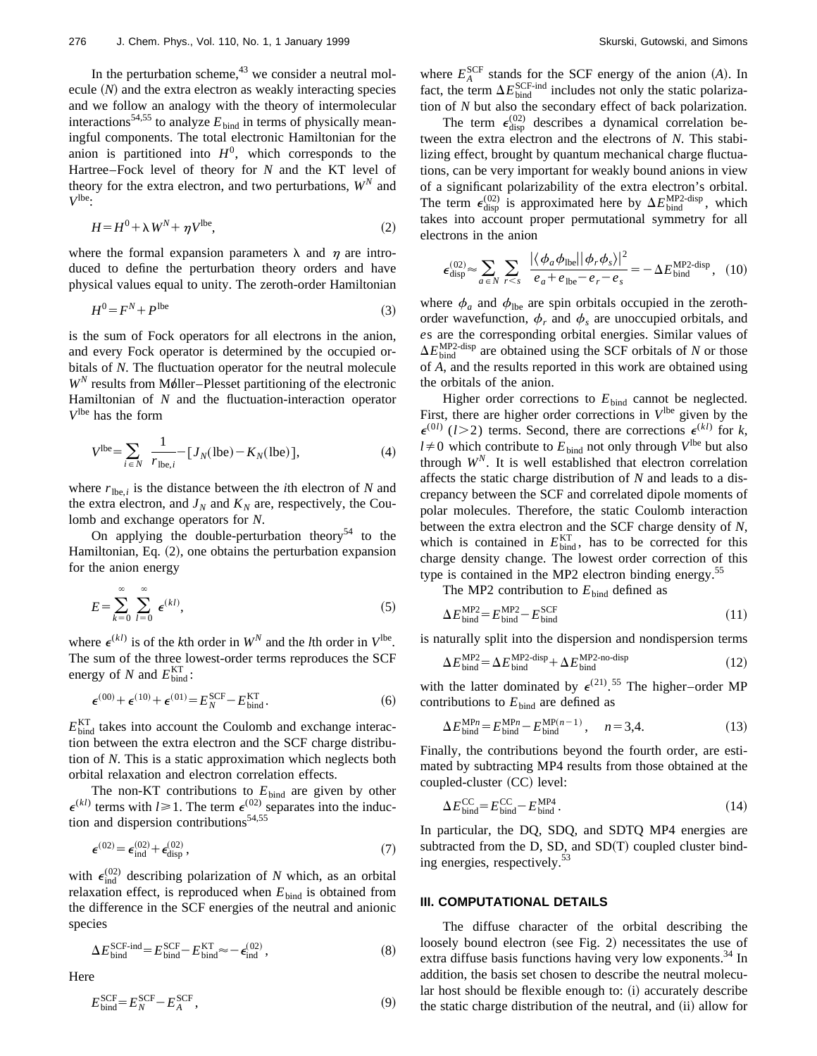In the perturbation scheme,[43] we consider a neutral molecule ($N$) and the extra electron as weakly interacting species and we follow an analogy with the theory of intermolecular interactions[54,55] to analyze $E_{\rm bind}$ in terms of physically meaningful components. The total electronic Hamiltonian for the anion is partitioned into $H^0$, which corresponds to the Hartree–Fock level of theory for $N$ and the KT level of theory for the extra electron, and two perturbations, $W^N$ and $V^{\rm lbe}$:

$$H = H^0 + \lambda W^N + \eta V^{\rm lbe}, \tag{2}$$

where the formal expansion parameters $\lambda$ and $\eta$ are introduced to define the perturbation theory orders and have physical values equal to unity. The zeroth-order Hamiltonian

$$H^0 = F^N + P^{\rm lbe} \tag{3}$$

is the sum of Fock operators for all electrons in the anion, and every Fock operator is determined by the occupied orbitals of $N$. The fluctuation operator for the neutral molecule $W^N$ results from Møller–Plesset partitioning of the electronic Hamiltonian of $N$ and the fluctuation-interaction operator $V^{\rm lbe}$ has the form

$$V^{\rm lbe} = \sum_{i \in N} \frac{1}{r_{{\rm lbe},i}} - [J_N({\rm lbe}) - K_N({\rm lbe})], \tag{4}$$

where $r_{{\rm lbe},i}$ is the distance between the $i$th electron of $N$ and the extra electron, and $J_N$ and $K_N$ are, respectively, the Coulomb and exchange operators for $N$.

On applying the double-perturbation theory[54] to the Hamiltonian, Eq. (2), one obtains the perturbation expansion for the anion energy

$$E = \sum_{k=0}^{\infty} \sum_{l=0}^{\infty} \epsilon^{(kl)}, \tag{5}$$

where $\epsilon^{(kl)}$ is of the $k$th order in $W^N$ and the $l$th order in $V^{\rm lbe}$. The sum of the three lowest-order terms reproduces the SCF energy of $N$ and $E_{\rm bind}^{\rm KT}$:

$$\epsilon^{(00)} + \epsilon^{(10)} + \epsilon^{(01)} = E_N^{\rm SCF} - E_{\rm bind}^{\rm KT}. \tag{6}$$

$E_{\rm bind}^{\rm KT}$ takes into account the Coulomb and exchange interaction between the extra electron and the SCF charge distribution of $N$. This is a static approximation which neglects both orbital relaxation and electron correlation effects.

The non-KT contributions to $E_{\rm bind}$ are given by other $\epsilon^{(kl)}$ terms with $l \geq 1$. The term $\epsilon^{(02)}$ separates into the induction and dispersion contributions[54,55]

$$\epsilon^{(02)} = \epsilon_{\rm ind}^{(02)} + \epsilon_{\rm disp}^{(02)}, \tag{7}$$

with $\epsilon_{\rm ind}^{(02)}$ describing polarization of $N$ which, as an orbital relaxation effect, is reproduced when $E_{\rm bind}$ is obtained from the difference in the SCF energies of the neutral and anionic species

$$\Delta E_{\rm bind}^{\rm SCF\text{-}ind} = E_{\rm bind}^{\rm SCF} - E_{\rm bind}^{\rm KT} \approx -\epsilon_{\rm ind}^{(02)}, \tag{8}$$

Here

$$E_{\rm bind}^{\rm SCF} = E_N^{\rm SCF} - E_A^{\rm SCF}, \tag{9}$$

where $E_A^{\rm SCF}$ stands for the SCF energy of the anion ($A$). In fact, the term $\Delta E_{\rm bind}^{\rm SCF\text{-}ind}$ includes not only the static polarization of $N$ but also the secondary effect of back polarization.

The term $\epsilon_{\rm disp}^{(02)}$ describes a dynamical correlation between the extra electron and the electrons of $N$. This stabilizing effect, brought by quantum mechanical charge fluctuations, can be very important for weakly bound anions in view of a significant polarizability of the extra electron's orbital. The term $\epsilon_{\rm disp}^{(02)}$ is approximated here by $\Delta E_{\rm bind}^{\rm MP2\text{-}disp}$, which takes into account proper permutational symmetry for all electrons in the anion

$$\epsilon_{\rm disp}^{(02)} \approx \sum_{a \in N} \sum_{r<s} \frac{|\langle \phi_a \phi_{\rm lbe} || \phi_r \phi_s \rangle|^2}{e_a + e_{\rm lbe} - e_r - e_s} = -\Delta E_{\rm bind}^{\rm MP2\text{-}disp}, \tag{10}$$

where $\phi_a$ and $\phi_{\rm lbe}$ are spin orbitals occupied in the zeroth-order wavefunction, $\phi_r$ and $\phi_s$ are unoccupied orbitals, and $e$s are the corresponding orbital energies. Similar values of $\Delta E_{\rm bind}^{\rm MP2\text{-}disp}$ are obtained using the SCF orbitals of $N$ or those of $A$, and the results reported in this work are obtained using the orbitals of the anion.

Higher order corrections to $E_{\rm bind}$ cannot be neglected. First, there are higher order corrections in $V^{\rm lbe}$ given by the $\epsilon^{(0l)}$ ($l>2$) terms. Second, there are corrections $\epsilon^{(kl)}$ for $k$, $l \neq 0$ which contribute to $E_{\rm bind}$ not only through $V^{\rm lbe}$ but also through $W^N$. It is well established that electron correlation affects the static charge distribution of $N$ and leads to a discrepancy between the SCF and correlated dipole moments of polar molecules. Therefore, the static Coulomb interaction between the extra electron and the SCF charge density of $N$, which is contained in $E_{\rm bind}^{\rm KT}$, has to be corrected for this charge density change. The lowest order correction of this type is contained in the MP2 electron binding energy.[55]

The MP2 contribution to $E_{\rm bind}$ defined as

$$\Delta E_{\rm bind}^{\rm MP2} = E_{\rm bind}^{\rm MP2} - E_{\rm bind}^{\rm SCF} \tag{11}$$

is naturally split into the dispersion and nondispersion terms

$$\Delta E_{\rm bind}^{\rm MP2} = \Delta E_{\rm bind}^{\rm MP2\text{-}disp} + \Delta E_{\rm bind}^{\rm MP2\text{-}no\text{-}disp} \tag{12}$$

with the latter dominated by $\epsilon^{(21)}$.[55] The higher–order MP contributions to $E_{\rm bind}$ are defined as

$$\Delta E_{\rm bind}^{{\rm MP}n} = E_{\rm bind}^{{\rm MP}n} - E_{\rm bind}^{{\rm MP}(n-1)}, \quad n=3,4. \tag{13}$$

Finally, the contributions beyond the fourth order, are estimated by subtracting MP4 results from those obtained at the coupled-cluster (CC) level:

$$\Delta E_{\rm bind}^{\rm CC} = E_{\rm bind}^{\rm CC} - E_{\rm bind}^{\rm MP4}. \tag{14}$$

In particular, the DQ, SDQ, and SDTQ MP4 energies are subtracted from the D, SD, and SD(T) coupled cluster binding energies, respectively.[53]

### III. COMPUTATIONAL DETAILS

The diffuse character of the orbital describing the loosely bound electron (see Fig. 2) necessitates the use of extra diffuse basis functions having very low exponents.[34] In addition, the basis set chosen to describe the neutral molecular host should be flexible enough to: (i) accurately describe the static charge distribution of the neutral, and (ii) allow for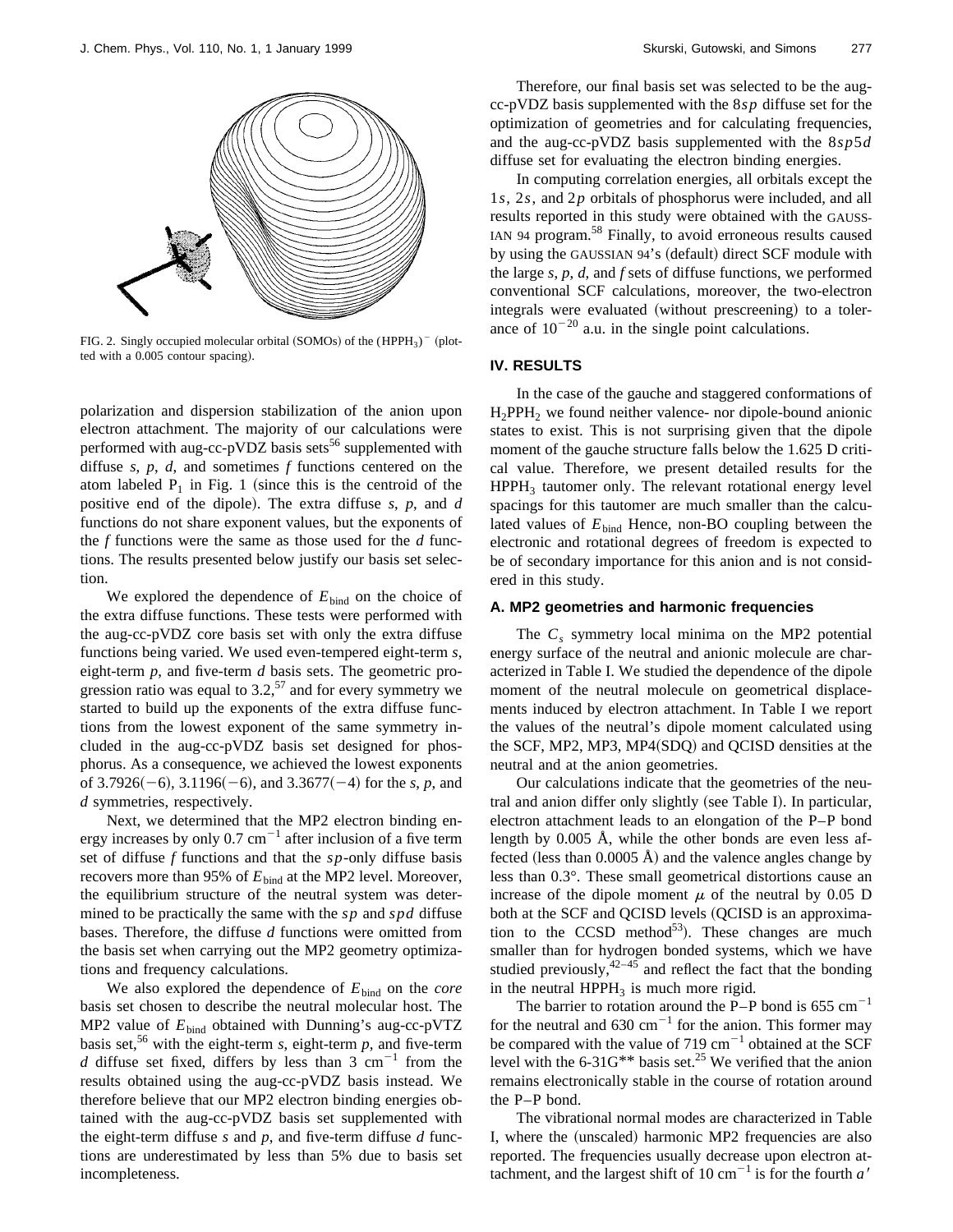FIG. 2. Singly occupied molecular orbital (SOMOs) of the $(HPPH_3)^-$ (plotted with a 0.005 contour spacing).

polarization and dispersion stabilization of the anion upon electron attachment. The majority of our calculations were performed with aug-cc-pVDZ basis sets[56] supplemented with diffuse *s*, *p*, *d*, and sometimes *f* functions centered on the atom labeled $P_1$ in Fig. 1 (since this is the centroid of the positive end of the dipole). The extra diffuse *s*, *p*, and *d* functions do not share exponent values, but the exponents of the *f* functions were the same as those used for the *d* functions. The results presented below justify our basis set selection.

We explored the dependence of $E_{\rm bind}$ on the choice of the extra diffuse functions. These tests were performed with the aug-cc-pVDZ core basis set with only the extra diffuse functions being varied. We used even-tempered eight-term *s*, eight-term *p*, and five-term *d* basis sets. The geometric progression ratio was equal to 3.2,[57] and for every symmetry we started to build up the exponents of the extra diffuse functions from the lowest exponent of the same symmetry included in the aug-cc-pVDZ basis set designed for phosphorus. As a consequence, we achieved the lowest exponents of 3.7926(−6), 3.1196(−6), and 3.3677(−4) for the *s*, *p*, and *d* symmetries, respectively.

Next, we determined that the MP2 electron binding energy increases by only 0.7 $cm^{-1}$ after inclusion of a five term set of diffuse *f* functions and that the *sp*-only diffuse basis recovers more than 95% of $E_{\rm bind}$ at the MP2 level. Moreover, the equilibrium structure of the neutral system was determined to be practically the same with the *sp* and *spd* diffuse bases. Therefore, the diffuse *d* functions were omitted from the basis set when carrying out the MP2 geometry optimizations and frequency calculations.

We also explored the dependence of $E_{\rm bind}$ on the *core* basis set chosen to describe the neutral molecular host. The MP2 value of $E_{\rm bind}$ obtained with Dunning's aug-cc-pVTZ basis set,[56] with the eight-term *s*, eight-term *p*, and five-term *d* diffuse set fixed, differs by less than 3 $cm^{-1}$ from the results obtained using the aug-cc-pVDZ basis instead. We therefore believe that our MP2 electron binding energies obtained with the aug-cc-pVDZ basis set supplemented with the eight-term diffuse *s* and *p*, and five-term diffuse *d* functions are underestimated by less than 5% due to basis set incompleteness.

Therefore, our final basis set was selected to be the aug-cc-pVDZ basis supplemented with the 8*sp* diffuse set for the optimization of geometries and for calculating frequencies, and the aug-cc-pVDZ basis supplemented with the 8*sp*5*d* diffuse set for evaluating the electron binding energies.

In computing correlation energies, all orbitals except the 1*s*, 2*s*, and 2*p* orbitals of phosphorus were included, and all results reported in this study were obtained with the GAUSSIAN 94 program.[58] Finally, to avoid erroneous results caused by using the GAUSSIAN 94's (default) direct SCF module with the large *s*, *p*, *d*, and *f* sets of diffuse functions, we performed conventional SCF calculations, moreover, the two-electron integrals were evaluated (without prescreening) to a tolerance of $10^{-20}$ a.u. in the single point calculations.

## IV. RESULTS

In the case of the gauche and staggered conformations of $H_2PPH_2$ we found neither valence- nor dipole-bound anionic states to exist. This is not surprising given that the dipole moment of the gauche structure falls below the 1.625 D critical value. Therefore, we present detailed results for the $HPPH_3$ tautomer only. The relevant rotational energy level spacings for this tautomer are much smaller than the calculated values of $E_{\rm bind}$ Hence, non-BO coupling between the electronic and rotational degrees of freedom is expected to be of secondary importance for this anion and is not considered in this study.

### A. MP2 geometries and harmonic frequencies

The $C_s$ symmetry local minima on the MP2 potential energy surface of the neutral and anionic molecule are characterized in Table I. We studied the dependence of the dipole moment of the neutral molecule on geometrical displacements induced by electron attachment. In Table I we report the values of the neutral's dipole moment calculated using the SCF, MP2, MP3, MP4(SDQ) and QCISD densities at the neutral and at the anion geometries.

Our calculations indicate that the geometries of the neutral and anion differ only slightly (see Table I). In particular, electron attachment leads to an elongation of the P–P bond length by 0.005 Å, while the other bonds are even less affected (less than 0.0005 Å) and the valence angles change by less than 0.3°. These small geometrical distortions cause an increase of the dipole moment $\mu$ of the neutral by 0.05 D both at the SCF and QCISD levels (QCISD is an approximation to the CCSD method[53]). These changes are much smaller than for hydrogen bonded systems, which we have studied previously,[42–45] and reflect the fact that the bonding in the neutral $HPPH_3$ is much more rigid.

The barrier to rotation around the P–P bond is 655 $cm^{-1}$ for the neutral and 630 $cm^{-1}$ for the anion. This former may be compared with the value of 719 $cm^{-1}$ obtained at the SCF level with the 6-31G** basis set.[25] We verified that the anion remains electronically stable in the course of rotation around the P–P bond.

The vibrational normal modes are characterized in Table I, where the (unscaled) harmonic MP2 frequencies are also reported. The frequencies usually decrease upon electron attachment, and the largest shift of 10 $cm^{-1}$ is for the fourth $a'$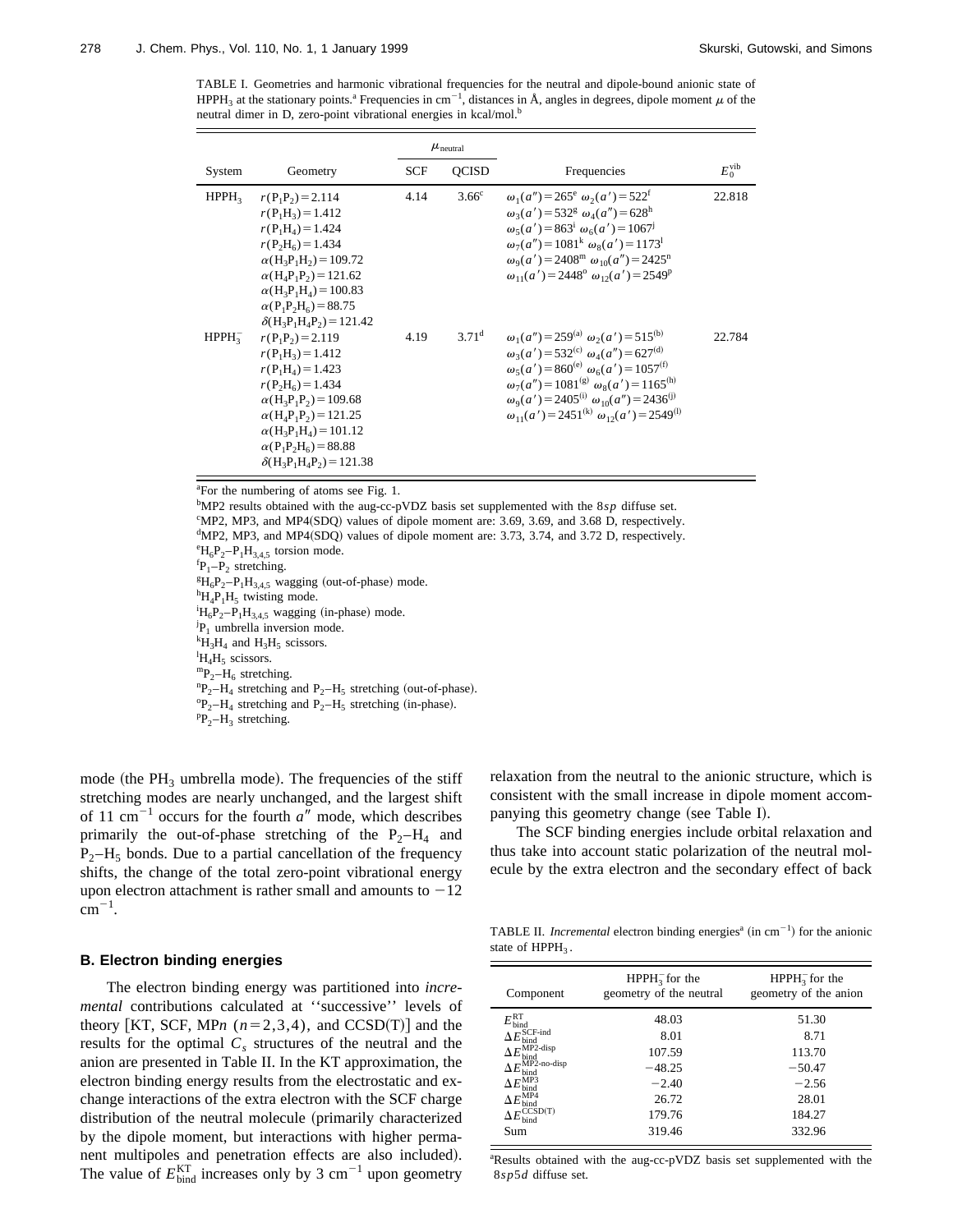TABLE I. Geometries and harmonic vibrational frequencies for the neutral and dipole-bound anionic state of $HPPH_3$ at the stationary points.[a] Frequencies in $cm^{-1}$, distances in Å, angles in degrees, dipole moment $\mu$ of the neutral dimer in D, zero-point vibrational energies in kcal/mol.[b]

| System | Geometry | $\mu_{neutral}$ | | Frequencies | $E_0^{vib}$ |
|---|---|---|---|---|---|
| | | SCF | QCISD | | |
| $HPPH_3$ | $r(P_1P_2)=2.114$<br>$r(P_1H_3)=1.412$<br>$r(P_1H_4)=1.424$<br>$r(P_2H_6)=1.434$<br>$\alpha(H_3P_1H_2)=109.72$<br>$\alpha(H_4P_1P_2)=121.62$<br>$\alpha(H_3P_1H_4)=100.83$<br>$\alpha(P_1P_2H_6)=88.75$<br>$\delta(H_3P_1H_4P_2)=121.42$ | 4.14 | 3.66[c] | $\omega_1(a'')=265$[e] $\omega_2(a')=522$[f]<br>$\omega_3(a')=532$[g] $\omega_4(a'')=628$[h]<br>$\omega_5(a')=863$[i] $\omega_6(a')=1067$[j]<br>$\omega_7(a'')=1081$[k] $\omega_8(a')=1173$[l]<br>$\omega_9(a')=2408$[m] $\omega_{10}(a'')=2425$[n]<br>$\omega_{11}(a')=2448$[o] $\omega_{12}(a')=2549$[p] | 22.818 |
| $HPPH_3^-$ | $r(P_1P_2)=2.119$<br>$r(P_1H_3)=1.412$<br>$r(P_1H_4)=1.423$<br>$r(P_2H_6)=1.434$<br>$\alpha(H_3P_1P_2)=109.68$<br>$\alpha(H_4P_1P_2)=121.25$<br>$\alpha(H_3P_1H_4)=101.12$<br>$\alpha(P_1P_2H_6)=88.88$<br>$\delta(H_3P_1H_4P_2)=121.38$ | 4.19 | 3.71[d] | $\omega_1(a'')=259$[(a)] $\omega_2(a')=515$[(b)]<br>$\omega_3(a')=532$[(c)] $\omega_4(a'')=627$[(d)]<br>$\omega_5(a')=860$[(e)] $\omega_6(a')=1057$[(f)]<br>$\omega_7(a'')=1081$[(g)] $\omega_8(a')=1165$[(h)]<br>$\omega_9(a')=2405$[(i)] $\omega_{10}(a'')=2436$[(j)]<br>$\omega_{11}(a')=2451$[(k)] $\omega_{12}(a')=2549$[(l)] | 22.784 |

[a]For the numbering of atoms see Fig. 1.
[b]MP2 results obtained with the aug-cc-pVDZ basis set supplemented with the 8*sp* diffuse set.
[c]MP2, MP3, and MP4(SDQ) values of dipole moment are: 3.69, 3.69, and 3.68 D, respectively.
[d]MP2, MP3, and MP4(SDQ) values of dipole moment are: 3.73, 3.74, and 3.72 D, respectively.
[e]$H_6P_2$–$P_1H_{3,4,5}$ torsion mode.
[f]$P_1$–$P_2$ stretching.
[g]$H_6P_2$–$P_1H_{3,4,5}$ wagging (out-of-phase) mode.
[h]$H_4P_1H_5$ twisting mode.
[i]$H_6P_2$–$P_1H_{3,4,5}$ wagging (in-phase) mode.
[j]$P_1$ umbrella inversion mode.
[k]$H_3H_4$ and $H_3H_5$ scissors.
[l]$H_4H_5$ scissors.
[m]$P_2$–$H_6$ stretching.
[n]$P_2$–$H_4$ stretching and $P_2$–$H_5$ stretching (out-of-phase).
[o]$P_2$–$H_4$ stretching and $P_2$–$H_5$ stretching (in-phase).
[p]$P_2$–$H_3$ stretching.

mode (the $PH_3$ umbrella mode). The frequencies of the stiff stretching modes are nearly unchanged, and the largest shift of 11 $cm^{-1}$ occurs for the fourth $a''$ mode, which describes primarily the out-of-phase stretching of the $P_2$–$H_4$ and $P_2$–$H_5$ bonds. Due to a partial cancellation of the frequency shifts, the change of the total zero-point vibrational energy upon electron attachment is rather small and amounts to $-12$ $cm^{-1}$.

### B. Electron binding energies

The electron binding energy was partitioned into *incremental* contributions calculated at ''successive'' levels of theory [KT, SCF, MP*n* ($n=2,3,4$), and CCSD(T)] and the results for the optimal $C_s$ structures of the neutral and the anion are presented in Table II. In the KT approximation, the electron binding energy results from the electrostatic and exchange interactions of the extra electron with the SCF charge distribution of the neutral molecule (primarily characterized by the dipole moment, but interactions with higher permanent multipoles and penetration effects are also included). The value of $E_{bind}^{KT}$ increases only by 3 $cm^{-1}$ upon geometry relaxation from the neutral to the anionic structure, which is consistent with the small increase in dipole moment accompanying this geometry change (see Table I).

The SCF binding energies include orbital relaxation and thus take into account static polarization of the neutral molecule by the extra electron and the secondary effect of back

TABLE II. *Incremental* electron binding energies[a] (in $cm^{-1}$) for the anionic state of $HPPH_3$.

| Component | $HPPH_3^-$ for the geometry of the neutral | $HPPH_3^-$ for the geometry of the anion |
|---|---|---|
| $E_{bind}^{KT}$ | 48.03 | 51.30 |
| $\Delta E_{bind}^{SCF\text{-}ind}$ | 8.01 | 8.71 |
| $\Delta E_{bind}^{MP2\text{-}disp}$ | 107.59 | 113.70 |
| $\Delta E_{bind}^{MP2\text{-}no\text{-}disp}$ | −48.25 | −50.47 |
| $\Delta E_{bind}^{MP3}$ | −2.40 | −2.56 |
| $\Delta E_{bind}^{MP4}$ | 26.72 | 28.01 |
| $\Delta E_{bind}^{CCSD(T)}$ | 179.76 | 184.27 |
| Sum | 319.46 | 332.96 |

[a]Results obtained with the aug-cc-pVDZ basis set supplemented with the 8*sp*5*d* diffuse set.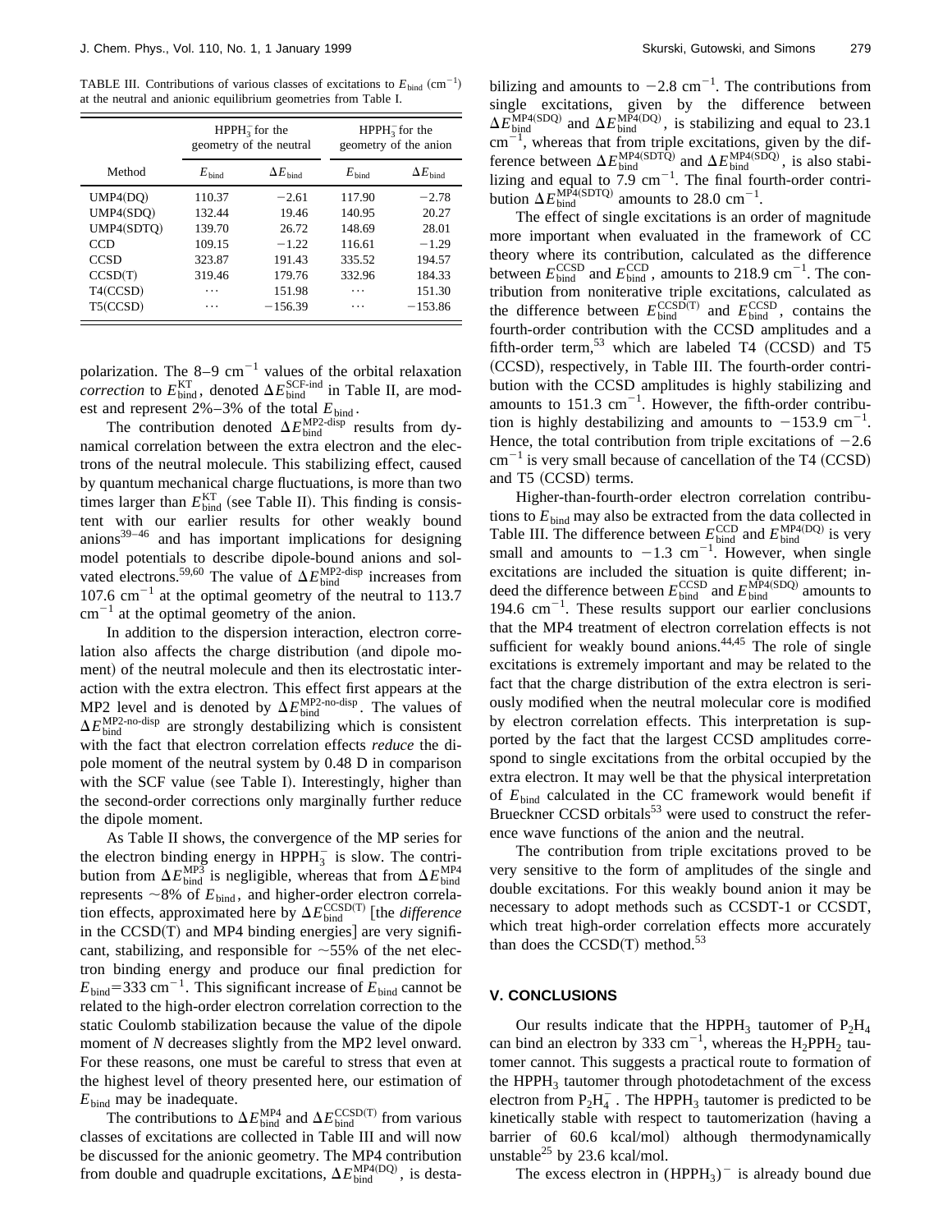TABLE III. Contributions of various classes of excitations to $E_{\text{bind}}$ ($\text{cm}^{-1}$) at the neutral and anionic equilibrium geometries from Table I.

| Method | $HPPH_3^-$ for the geometry of the neutral | | $HPPH_3^-$ for the geometry of the anion | |
|---|---|---|---|---|
| | $E_{\text{bind}}$ | $\Delta E_{\text{bind}}$ | $E_{\text{bind}}$ | $\Delta E_{\text{bind}}$ |
| UMP4(DQ) | 110.37 | −2.61 | 117.90 | −2.78 |
| UMP4(SDQ) | 132.44 | 19.46 | 140.95 | 20.27 |
| UMP4(SDTQ) | 139.70 | 26.72 | 148.69 | 28.01 |
| CCD | 109.15 | −1.22 | 116.61 | −1.29 |
| CCSD | 323.87 | 191.43 | 335.52 | 194.57 |
| CCSD(T) | 319.46 | 179.76 | 332.96 | 184.33 |
| T4(CCSD) | ⋯ | 151.98 | ⋯ | 151.30 |
| T5(CCSD) | ⋯ | −156.39 | ⋯ | −153.86 |

polarization. The 8–9 $\text{cm}^{-1}$ values of the orbital relaxation *correction* to $E_{\text{bind}}^{\text{KT}}$, denoted $\Delta E_{\text{bind}}^{\text{SCF-ind}}$ in Table II, are modest and represent 2%–3% of the total $E_{\text{bind}}$.

The contribution denoted $\Delta E_{\text{bind}}^{\text{MP2-disp}}$ results from dynamical correlation between the extra electron and the electrons of the neutral molecule. This stabilizing effect, caused by quantum mechanical charge fluctuations, is more than two times larger than $E_{\text{bind}}^{\text{KT}}$ (see Table II). This finding is consistent with our earlier results for other weakly bound anions[39–46] and has important implications for designing model potentials to describe dipole-bound anions and solvated electrons.[59,60] The value of $\Delta E_{\text{bind}}^{\text{MP2-disp}}$ increases from 107.6 $\text{cm}^{-1}$ at the optimal geometry of the neutral to 113.7 $\text{cm}^{-1}$ at the optimal geometry of the anion.

In addition to the dispersion interaction, electron correlation also affects the charge distribution (and dipole moment) of the neutral molecule and then its electrostatic interaction with the extra electron. This effect first appears at the MP2 level and is denoted by $\Delta E_{\text{bind}}^{\text{MP2-no-disp}}$. The values of $\Delta E_{\text{bind}}^{\text{MP2-no-disp}}$ are strongly destabilizing which is consistent with the fact that electron correlation effects *reduce* the dipole moment of the neutral system by 0.48 D in comparison with the SCF value (see Table I). Interestingly, higher than the second-order corrections only marginally further reduce the dipole moment.

As Table II shows, the convergence of the MP series for the electron binding energy in $HPPH_3^-$ is slow. The contribution from $\Delta E_{\text{bind}}^{\text{MP3}}$ is negligible, whereas that from $\Delta E_{\text{bind}}^{\text{MP4}}$ represents ~8% of $E_{\text{bind}}$, and higher-order electron correlation effects, approximated here by $\Delta E_{\text{bind}}^{\text{CCSD(T)}}$ [the *difference* in the CCSD(T) and MP4 binding energies] are very significant, stabilizing, and responsible for ~55% of the net electron binding energy and produce our final prediction for $E_{\text{bind}}=333\ \text{cm}^{-1}$. This significant increase of $E_{\text{bind}}$ cannot be related to the high-order electron correlation correction to the static Coulomb stabilization because the value of the dipole moment of *N* decreases slightly from the MP2 level onward. For these reasons, one must be careful to stress that even at the highest level of theory presented here, our estimation of $E_{\text{bind}}$ may be inadequate.

The contributions to $\Delta E_{\text{bind}}^{\text{MP4}}$ and $\Delta E_{\text{bind}}^{\text{CCSD(T)}}$ from various classes of excitations are collected in Table III and will now be discussed for the anionic geometry. The MP4 contribution from double and quadruple excitations, $\Delta E_{\text{bind}}^{\text{MP4(DQ)}}$, is destabilizing and amounts to $-2.8\ \text{cm}^{-1}$. The contributions from single excitations, given by the difference between $\Delta E_{\text{bind}}^{\text{MP4(SDQ)}}$ and $\Delta E_{\text{bind}}^{\text{MP4(DQ)}}$, is stabilizing and equal to 23.1 $\text{cm}^{-1}$, whereas that from triple excitations, given by the difference between $\Delta E_{\text{bind}}^{\text{MP4(SDTQ)}}$ and $\Delta E_{\text{bind}}^{\text{MP4(SDQ)}}$, is also stabilizing and equal to 7.9 $\text{cm}^{-1}$. The final fourth-order contribution $\Delta E_{\text{bind}}^{\text{MP4(SDTQ)}}$ amounts to 28.0 $\text{cm}^{-1}$.

The effect of single excitations is an order of magnitude more important when evaluated in the framework of CC theory where its contribution, calculated as the difference between $E_{\text{bind}}^{\text{CCSD}}$ and $E_{\text{bind}}^{\text{CCD}}$, amounts to 218.9 $\text{cm}^{-1}$. The contribution from noniterative triple excitations, calculated as the difference between $E_{\text{bind}}^{\text{CCSD(T)}}$ and $E_{\text{bind}}^{\text{CCSD}}$, contains the fourth-order contribution with the CCSD amplitudes and a fifth-order term,[53] which are labeled T4 (CCSD) and T5 (CCSD), respectively, in Table III. The fourth-order contribution with the CCSD amplitudes is highly stabilizing and amounts to 151.3 $\text{cm}^{-1}$. However, the fifth-order contribution is highly destabilizing and amounts to $-153.9\ \text{cm}^{-1}$. Hence, the total contribution from triple excitations of $-2.6\ \text{cm}^{-1}$ is very small because of cancellation of the T4 (CCSD) and T5 (CCSD) terms.

Higher-than-fourth-order electron correlation contributions to $E_{\text{bind}}$ may also be extracted from the data collected in Table III. The difference between $E_{\text{bind}}^{\text{CCD}}$ and $E_{\text{bind}}^{\text{MP4(DQ)}}$ is very small and amounts to $-1.3\ \text{cm}^{-1}$. However, when single excitations are included the situation is quite different; indeed the difference between $E_{\text{bind}}^{\text{CCSD}}$ and $E_{\text{bind}}^{\text{MP4(SDQ)}}$ amounts to 194.6 $\text{cm}^{-1}$. These results support our earlier conclusions that the MP4 treatment of electron correlation effects is not sufficient for weakly bound anions.[44,45] The role of single excitations is extremely important and may be related to the fact that the charge distribution of the extra electron is seriously modified when the neutral molecular core is modified by electron correlation effects. This interpretation is supported by the fact that the largest CCSD amplitudes correspond to single excitations from the orbital occupied by the extra electron. It may well be that the physical interpretation of $E_{\text{bind}}$ calculated in the CC framework would benefit if Brueckner CCSD orbitals[53] were used to construct the reference wave functions of the anion and the neutral.

The contribution from triple excitations proved to be very sensitive to the form of amplitudes of the single and double excitations. For this weakly bound anion it may be necessary to adopt methods such as CCSDT-1 or CCSDT, which treat high-order correlation effects more accurately than does the CCSD(T) method.[53]

## V. CONCLUSIONS

Our results indicate that the $HPPH_3$ tautomer of $P_2H_4$ can bind an electron by 333 $\text{cm}^{-1}$, whereas the $H_2PPH_2$ tautomer cannot. This suggests a practical route to formation of the $HPPH_3$ tautomer through photodetachment of the excess electron from $P_2H_4^-$. The $HPPH_3$ tautomer is predicted to be kinetically stable with respect to tautomerization (having a barrier of 60.6 kcal/mol) although thermodynamically unstable[25] by 23.6 kcal/mol.

The excess electron in $(HPPH_3)^-$ is already bound due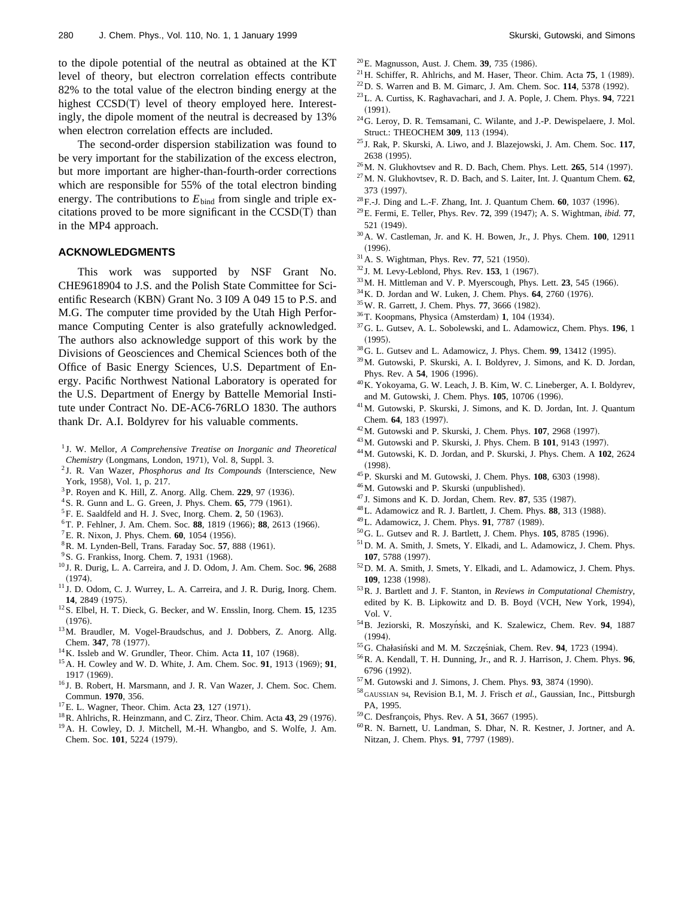to the dipole potential of the neutral as obtained at the KT level of theory, but electron correlation effects contribute 82% to the total value of the electron binding energy at the highest CCSD(T) level of theory employed here. Interestingly, the dipole moment of the neutral is decreased by 13% when electron correlation effects are included.

The second-order dispersion stabilization was found to be very important for the stabilization of the excess electron, but more important are higher-than-fourth-order corrections which are responsible for 55% of the total electron binding energy. The contributions to $E_{\rm bind}$ from single and triple excitations proved to be more significant in the CCSD(T) than in the MP4 approach.

## ACKNOWLEDGMENTS

This work was supported by NSF Grant No. CHE9618904 to J.S. and the Polish State Committee for Scientific Research (KBN) Grant No. 3 I09 A 049 15 to P.S. and M.G. The computer time provided by the Utah High Performance Computing Center is also gratefully acknowledged. The authors also acknowledge support of this work by the Divisions of Geosciences and Chemical Sciences both of the Office of Basic Energy Sciences, U.S. Department of Energy. Pacific Northwest National Laboratory is operated for the U.S. Department of Energy by Battelle Memorial Institute under Contract No. DE-AC6-76RLO 1830. The authors thank Dr. A.I. Boldyrev for his valuable comments.

[1] J. W. Mellor, *A Comprehensive Treatise on Inorganic and Theoretical Chemistry* (Longmans, London, 1971), Vol. 8, Suppl. 3.
[2] J. R. Van Wazer, *Phosphorus and Its Compounds* (Interscience, New York, 1958), Vol. 1, p. 217.
[3] P. Royen and K. Hill, Z. Anorg. Allg. Chem. **229**, 97 (1936).
[4] S. R. Gunn and L. G. Green, J. Phys. Chem. **65**, 779 (1961).
[5] F. E. Saaldfeld and H. J. Svec, Inorg. Chem. **2**, 50 (1963).
[6] T. P. Fehlner, J. Am. Chem. Soc. **88**, 1819 (1966); **88**, 2613 (1966).
[7] E. R. Nixon, J. Phys. Chem. **60**, 1054 (1956).
[8] R. M. Lynden-Bell, Trans. Faraday Soc. **57**, 888 (1961).
[9] S. G. Frankiss, Inorg. Chem. **7**, 1931 (1968).
[10] J. R. Durig, L. A. Carreira, and J. D. Odom, J. Am. Chem. Soc. **96**, 2688 (1974).
[11] J. D. Odom, C. J. Wurrey, L. A. Carreira, and J. R. Durig, Inorg. Chem. **14**, 2849 (1975).
[12] S. Elbel, H. T. Dieck, G. Becker, and W. Ensslin, Inorg. Chem. **15**, 1235 (1976).
[13] M. Braudler, M. Vogel-Braudschus, and J. Dobbers, Z. Anorg. Allg. Chem. **347**, 78 (1977).
[14] K. Issleb and W. Grundler, Theor. Chim. Acta **11**, 107 (1968).
[15] A. H. Cowley and W. D. White, J. Am. Chem. Soc. **91**, 1913 (1969); **91**, 1917 (1969).
[16] J. B. Robert, H. Marsmann, and J. R. Van Wazer, J. Chem. Soc. Chem. Commun. **1970**, 356.
[17] E. L. Wagner, Theor. Chim. Acta **23**, 127 (1971).
[18] R. Ahlrichs, R. Heinzmann, and C. Zirz, Theor. Chim. Acta **43**, 29 (1976).
[19] A. H. Cowley, D. J. Mitchell, M.-H. Whangbo, and S. Wolfe, J. Am. Chem. Soc. **101**, 5224 (1979).
[20] E. Magnusson, Aust. J. Chem. **39**, 735 (1986).
[21] H. Schiffer, R. Ahlrichs, and M. Haser, Theor. Chim. Acta **75**, 1 (1989).
[22] D. S. Warren and B. M. Gimarc, J. Am. Chem. Soc. **114**, 5378 (1992).
[23] L. A. Curtiss, K. Raghavachari, and J. A. Pople, J. Chem. Phys. **94**, 7221 (1991).
[24] G. Leroy, D. R. Temsamani, C. Wilante, and J.-P. Dewispelaere, J. Mol. Struct.: THEOCHEM **309**, 113 (1994).
[25] J. Rak, P. Skurski, A. Liwo, and J. Blazejowski, J. Am. Chem. Soc. **117**, 2638 (1995).
[26] M. N. Glukhovtsev and R. D. Bach, Chem. Phys. Lett. **265**, 514 (1997).
[27] M. N. Glukhovtsev, R. D. Bach, and S. Laiter, Int. J. Quantum Chem. **62**, 373 (1997).
[28] F.-J. Ding and L.-F. Zhang, Int. J. Quantum Chem. **60**, 1037 (1996).
[29] E. Fermi, E. Teller, Phys. Rev. **72**, 399 (1947); A. S. Wightman, *ibid.* **77**, 521 (1949).
[30] A. W. Castleman, Jr. and K. H. Bowen, Jr., J. Phys. Chem. **100**, 12911 (1996).
[31] A. S. Wightman, Phys. Rev. **77**, 521 (1950).
[32] J. M. Levy-Leblond, Phys. Rev. **153**, 1 (1967).
[33] M. H. Mittleman and V. P. Myerscough, Phys. Lett. **23**, 545 (1966).
[34] K. D. Jordan and W. Luken, J. Chem. Phys. **64**, 2760 (1976).
[35] W. R. Garrett, J. Chem. Phys. **77**, 3666 (1982).
[36] T. Koopmans, Physica (Amsterdam) **1**, 104 (1934).
[37] G. L. Gutsev, A. L. Sobolewski, and L. Adamowicz, Chem. Phys. **196**, 1 (1995).
[38] G. L. Gutsev and L. Adamowicz, J. Phys. Chem. **99**, 13412 (1995).
[39] M. Gutowski, P. Skurski, A. I. Boldyrev, J. Simons, and K. D. Jordan, Phys. Rev. A **54**, 1906 (1996).
[40] K. Yokoyama, G. W. Leach, J. B. Kim, W. C. Lineberger, A. I. Boldyrev, and M. Gutowski, J. Chem. Phys. **105**, 10706 (1996).
[41] M. Gutowski, P. Skurski, J. Simons, and K. D. Jordan, Int. J. Quantum Chem. **64**, 183 (1997).
[42] M. Gutowski and P. Skurski, J. Chem. Phys. **107**, 2968 (1997).
[43] M. Gutowski and P. Skurski, J. Phys. Chem. B **101**, 9143 (1997).
[44] M. Gutowski, K. D. Jordan, and P. Skurski, J. Phys. Chem. A **102**, 2624 (1998).
[45] P. Skurski and M. Gutowski, J. Chem. Phys. **108**, 6303 (1998).
[46] M. Gutowski and P. Skurski (unpublished).
[47] J. Simons and K. D. Jordan, Chem. Rev. **87**, 535 (1987).
[48] L. Adamowicz and R. J. Bartlett, J. Chem. Phys. **88**, 313 (1988).
[49] L. Adamowicz, J. Chem. Phys. **91**, 7787 (1989).
[50] G. L. Gutsev and R. J. Bartlett, J. Chem. Phys. **105**, 8785 (1996).
[51] D. M. A. Smith, J. Smets, Y. Elkadi, and L. Adamowicz, J. Chem. Phys. **107**, 5788 (1997).
[52] D. M. A. Smith, J. Smets, Y. Elkadi, and L. Adamowicz, J. Chem. Phys. **109**, 1238 (1998).
[53] R. J. Bartlett and J. F. Stanton, in *Reviews in Computational Chemistry*, edited by K. B. Lipkowitz and D. B. Boyd (VCH, New York, 1994), Vol. V.
[54] B. Jeziorski, R. Moszyński, and K. Szalewicz, Chem. Rev. **94**, 1887 (1994).
[55] G. Chałasiński and M. M. Szczęśniak, Chem. Rev. **94**, 1723 (1994).
[56] R. A. Kendall, T. H. Dunning, Jr., and R. J. Harrison, J. Chem. Phys. **96**, 6796 (1992).
[57] M. Gutowski and J. Simons, J. Chem. Phys. **93**, 3874 (1990).
[58] GAUSSIAN 94, Revision B.1, M. J. Frisch *et al.*, Gaussian, Inc., Pittsburgh PA, 1995.
[59] C. Desfrançois, Phys. Rev. A **51**, 3667 (1995).
[60] R. N. Barnett, U. Landman, S. Dhar, N. R. Kestner, J. Jortner, and A. Nitzan, J. Chem. Phys. **91**, 7797 (1989).